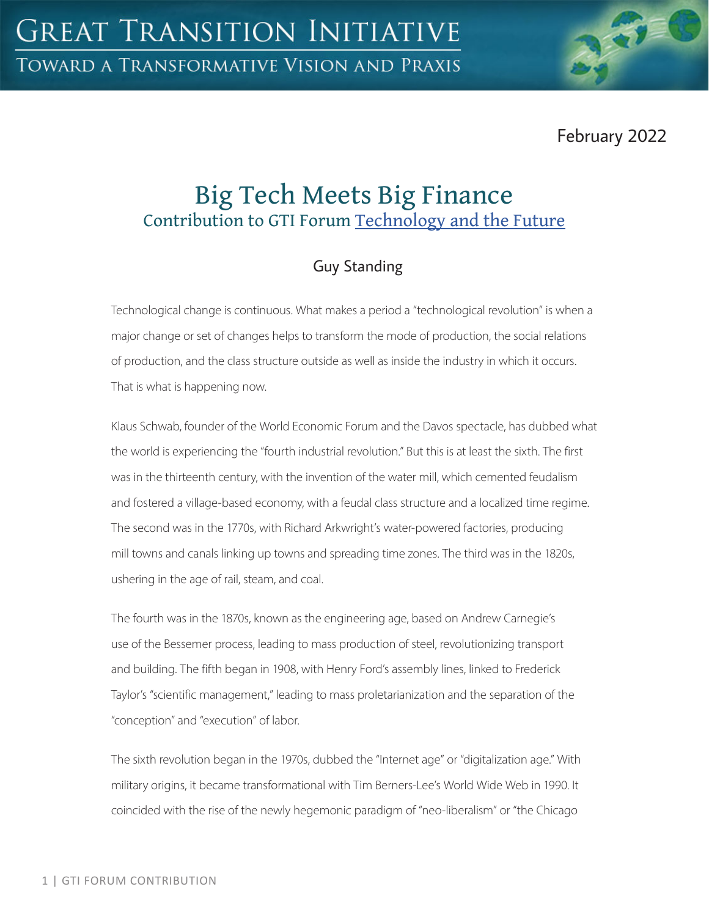February 2022

# Big Tech Meets Big Finance

## Contribution to GTI Forum Technology and the Future

Guy Standing

Technological change is continuous. What makes a period a "technological revolution" is when a major change or set of changes helps to transform the mode of production, the social relations of production, and the class structure outside as well as inside the industry in which it occurs. That is what is happening now.

Klaus Schwab, founder of the World Economic Forum and the Davos spectacle, has dubbed what the world is experiencing the "fourth industrial revolution." But this is at least the sixth. The first was in the thirteenth century, with the invention of the water mill, which cemented feudalism and fostered a village-based economy, with a feudal class structure and a localized time regime. The second was in the 1770s, with Richard Arkwright's water-powered factories, producing mill towns and canals linking up towns and spreading time zones. The third was in the 1820s, ushering in the age of rail, steam, and coal.

The fourth was in the 1870s, known as the engineering age, based on Andrew Carnegie's use of the Bessemer process, leading to mass production of steel, revolutionizing transport and building. The fifth began in 1908, with Henry Ford's assembly lines, linked to Frederick Taylor's "scientific management," leading to mass proletarianization and the separation of the "conception" and "execution" of labor.

The sixth revolution began in the 1970s, dubbed the "Internet age" or "digitalization age." With military origins, it became transformational with Tim Berners-Lee's World Wide Web in 1990. It coincided with the rise of the newly hegemonic paradigm of "neo-liberalism" or "the Chicago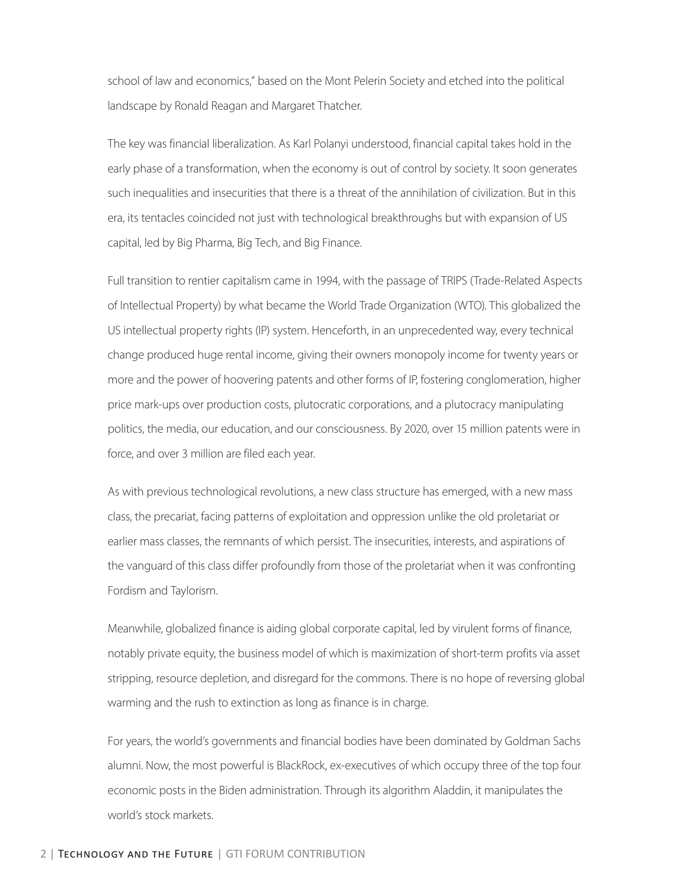school of law and economics," based on the Mont Pelerin Society and etched into the political landscape by Ronald Reagan and Margaret Thatcher.

The key was financial liberalization. As Karl Polanyi understood, financial capital takes hold in the early phase of a transformation, when the economy is out of control by society. It soon generates such inequalities and insecurities that there is a threat of the annihilation of civilization. But in this era, its tentacles coincided not just with technological breakthroughs but with expansion of US capital, led by Big Pharma, Big Tech, and Big Finance.

Full transition to rentier capitalism came in 1994, with the passage of TRIPS (Trade-Related Aspects of Intellectual Property) by what became the World Trade Organization (WTO). This globalized the US intellectual property rights (IP) system. Henceforth, in an unprecedented way, every technical change produced huge rental income, giving their owners monopoly income for twenty years or more and the power of hoovering patents and other forms of IP, fostering conglomeration, higher price mark-ups over production costs, plutocratic corporations, and a plutocracy manipulating politics, the media, our education, and our consciousness. By 2020, over 15 million patents were in force, and over 3 million are filed each year.

As with previous technological revolutions, a new class structure has emerged, with a new mass class, the precariat, facing patterns of exploitation and oppression unlike the old proletariat or earlier mass classes, the remnants of which persist. The insecurities, interests, and aspirations of the vanguard of this class differ profoundly from those of the proletariat when it was confronting Fordism and Taylorism.

Meanwhile, globalized finance is aiding global corporate capital, led by virulent forms of finance, notably private equity, the business model of which is maximization of short-term profits via asset stripping, resource depletion, and disregard for the commons. There is no hope of reversing global warming and the rush to extinction as long as finance is in charge.

For years, the world's governments and financial bodies have been dominated by Goldman Sachs alumni. Now, the most powerful is BlackRock, ex-executives of which occupy three of the top four economic posts in the Biden administration. Through its algorithm Aladdin, it manipulates the world's stock markets.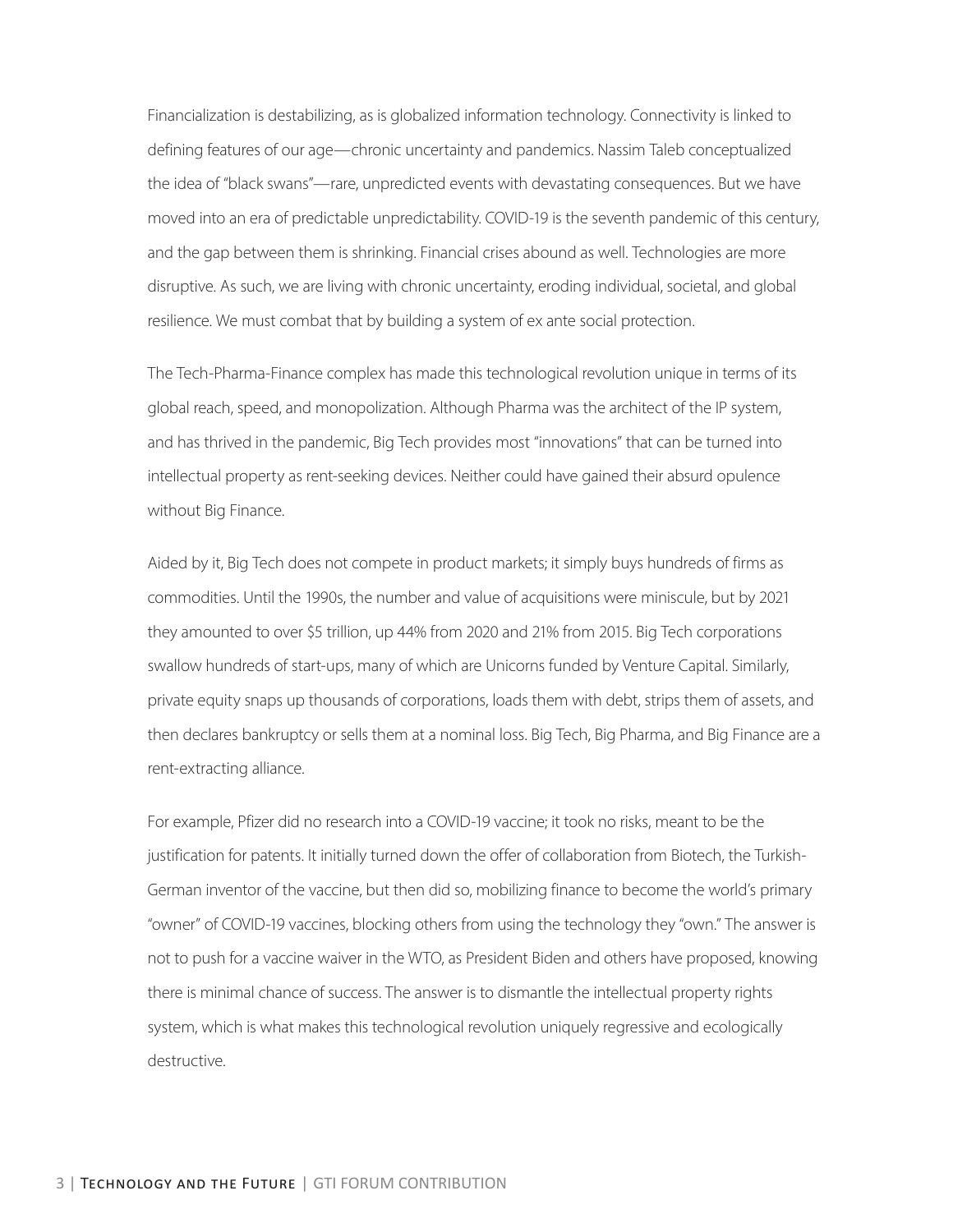Financialization is destabilizing, as is globalized information technology. Connectivity is linked to defining features of our age—chronic uncertainty and pandemics. Nassim Taleb conceptualized the idea of "black swans"—rare, unpredicted events with devastating consequences. But we have moved into an era of predictable unpredictability. COVID-19 is the seventh pandemic of this century, and the gap between them is shrinking. Financial crises abound as well. Technologies are more disruptive. As such, we are living with chronic uncertainty, eroding individual, societal, and global resilience. We must combat that by building a system of ex ante social protection.

The Tech-Pharma-Finance complex has made this technological revolution unique in terms of its global reach, speed, and monopolization. Although Pharma was the architect of the IP system, and has thrived in the pandemic, Big Tech provides most "innovations" that can be turned into intellectual property as rent-seeking devices. Neither could have gained their absurd opulence without Big Finance.

Aided by it, Big Tech does not compete in product markets; it simply buys hundreds of firms as commodities. Until the 1990s, the number and value of acquisitions were miniscule, but by 2021 they amounted to over $5 trillion, up 44% from 2020 and 21% from 2015. Big Tech corporations swallow hundreds of start-ups, many of which are Unicorns funded by Venture Capital. Similarly, private equity snaps up thousands of corporations, loads them with debt, strips them of assets, and then declares bankruptcy or sells them at a nominal loss. Big Tech, Big Pharma, and Big Finance are a rent-extracting alliance.

For example, Pfizer did no research into a COVID-19 vaccine; it took no risks, meant to be the justification for patents. It initially turned down the offer of collaboration from Biotech, the Turkish-German inventor of the vaccine, but then did so, mobilizing finance to become the world's primary "owner" of COVID-19 vaccines, blocking others from using the technology they "own." The answer is not to push for a vaccine waiver in the WTO, as President Biden and others have proposed, knowing there is minimal chance of success. The answer is to dismantle the intellectual property rights system, which is what makes this technological revolution uniquely regressive and ecologically destructive.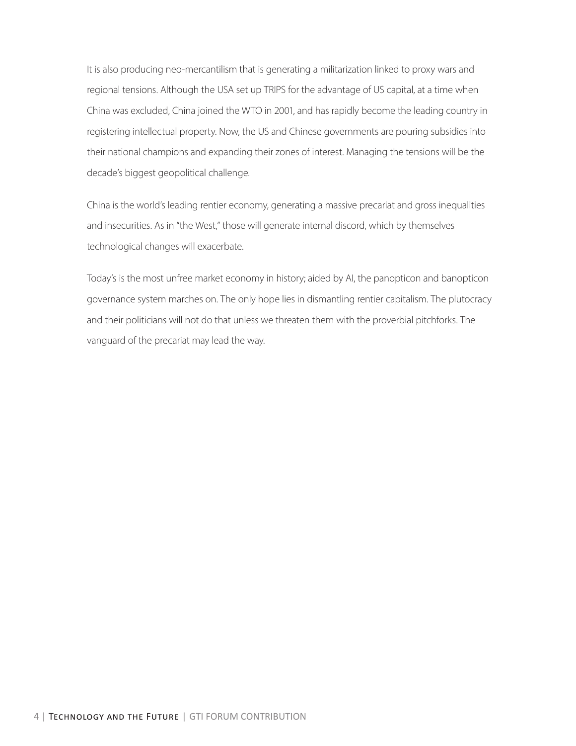It is also producing neo-mercantilism that is generating a militarization linked to proxy wars and regional tensions. Although the USA set up TRIPS for the advantage of US capital, at a time when China was excluded, China joined the WTO in 2001, and has rapidly become the leading country in registering intellectual property. Now, the US and Chinese governments are pouring subsidies into their national champions and expanding their zones of interest. Managing the tensions will be the decade's biggest geopolitical challenge.

China is the world's leading rentier economy, generating a massive precariat and gross inequalities and insecurities. As in "the West," those will generate internal discord, which by themselves technological changes will exacerbate.

Today's is the most unfree market economy in history; aided by AI, the panopticon and banopticon governance system marches on. The only hope lies in dismantling rentier capitalism. The plutocracy and their politicians will not do that unless we threaten them with the proverbial pitchforks. The vanguard of the precariat may lead the way.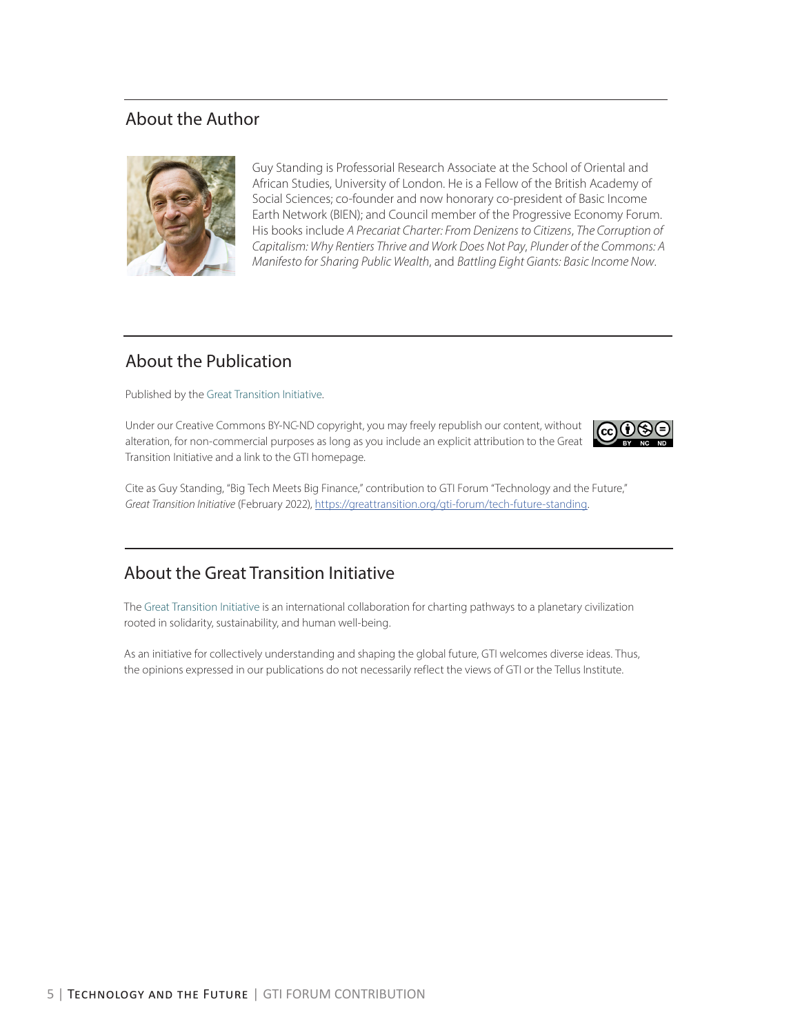## About the Author

Guy Standing is Professorial Research Associate at the School of Oriental and African Studies, University of London. He is a Fellow of the British Academy of Social Sciences; co-founder and now honorary co-president of Basic Income Earth Network (BIEN); and Council member of the Progressive Economy Forum. His books include *A Precariat Charter: From Denizens to Citizens*, *The Corruption of Capitalism: Why Rentiers Thrive and Work Does Not Pay*, *Plunder of the Commons: A Manifesto for Sharing Public Wealth*, and *Battling Eight Giants: Basic Income Now*.

## About the Publication

Published by the Great Transition Initiative.

Under our Creative Commons BY-NC-ND copyright, you may freely republish our content, without alteration, for non-commercial purposes as long as you include an explicit attribution to the Great Transition Initiative and a link to the GTI homepage.

Cite as Guy Standing, "Big Tech Meets Big Finance," contribution to GTI Forum "Technology and the Future," *Great Transition Initiative* (February 2022), https://greattransition.org/gti-forum/tech-future-standing.

## About the Great Transition Initiative

The Great Transition Initiative is an international collaboration for charting pathways to a planetary civilization rooted in solidarity, sustainability, and human well-being.

As an initiative for collectively understanding and shaping the global future, GTI welcomes diverse ideas. Thus, the opinions expressed in our publications do not necessarily reflect the views of GTI or the Tellus Institute.